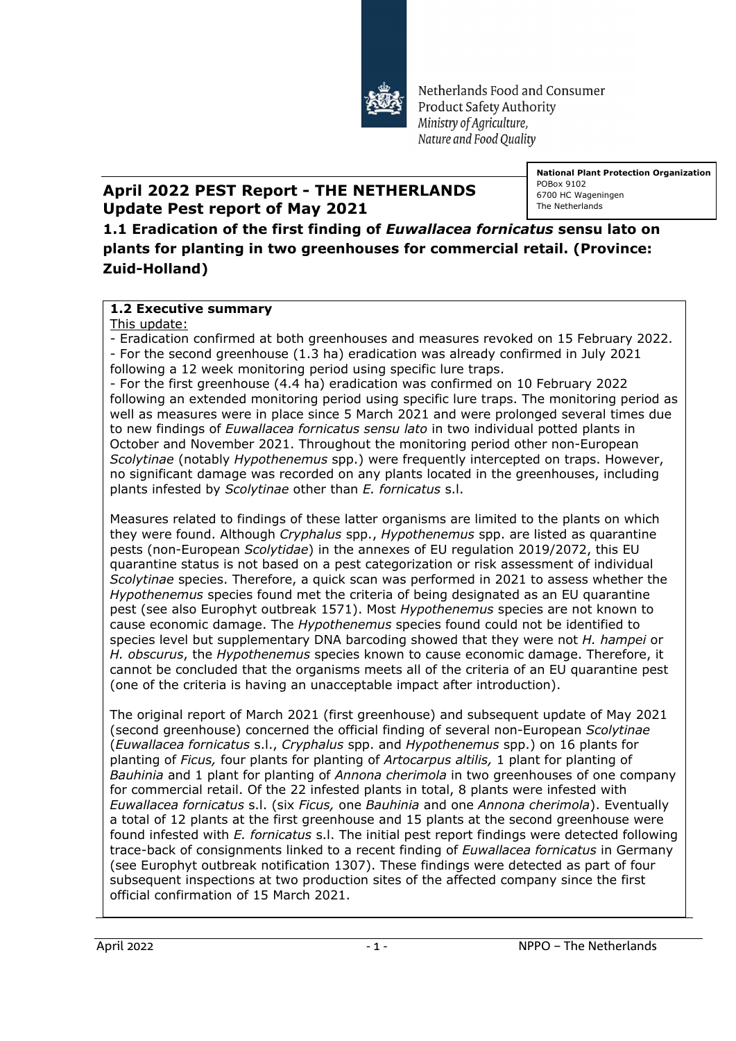Netherlands Food and Consumer Product Safety Authority
*Ministry of Agriculture, Nature and Food Quality*

**National Plant Protection Organization**
POBox 9102
6700 HC Wageningen
The Netherlands

# April 2022 PEST Report - THE NETHERLANDS
# Update Pest report of May 2021

## 1.1 Eradication of the first finding of *Euwallacea fornicatus* sensu lato on plants for planting in two greenhouses for commercial retail. (Province: Zuid-Holland)

### 1.2 Executive summary

This update:

- Eradication confirmed at both greenhouses and measures revoked on 15 February 2022.
- For the second greenhouse (1.3 ha) eradication was already confirmed in July 2021 following a 12 week monitoring period using specific lure traps.
- For the first greenhouse (4.4 ha) eradication was confirmed on 10 February 2022 following an extended monitoring period using specific lure traps. The monitoring period as well as measures were in place since 5 March 2021 and were prolonged several times due to new findings of *Euwallacea fornicatus sensu lato* in two individual potted plants in October and November 2021. Throughout the monitoring period other non-European *Scolytinae* (notably *Hypothenemus* spp.) were frequently intercepted on traps. However, no significant damage was recorded on any plants located in the greenhouses, including plants infested by *Scolytinae* other than *E. fornicatus* s.l.

Measures related to findings of these latter organisms are limited to the plants on which they were found. Although *Cryphalus* spp., *Hypothenemus* spp. are listed as quarantine pests (non-European *Scolytidae*) in the annexes of EU regulation 2019/2072, this EU quarantine status is not based on a pest categorization or risk assessment of individual *Scolytinae* species. Therefore, a quick scan was performed in 2021 to assess whether the *Hypothenemus* species found met the criteria of being designated as an EU quarantine pest (see also Europhyt outbreak 1571). Most *Hypothenemus* species are not known to cause economic damage. The *Hypothenemus* species found could not be identified to species level but supplementary DNA barcoding showed that they were not *H. hampei* or *H. obscurus*, the *Hypothenemus* species known to cause economic damage. Therefore, it cannot be concluded that the organisms meets all of the criteria of an EU quarantine pest (one of the criteria is having an unacceptable impact after introduction).

The original report of March 2021 (first greenhouse) and subsequent update of May 2021 (second greenhouse) concerned the official finding of several non-European *Scolytinae* (*Euwallacea fornicatus* s.l., *Cryphalus* spp. and *Hypothenemus* spp.) on 16 plants for planting of *Ficus,* four plants for planting of *Artocarpus altilis,* 1 plant for planting of *Bauhinia* and 1 plant for planting of *Annona cherimola* in two greenhouses of one company for commercial retail. Of the 22 infested plants in total, 8 plants were infested with *Euwallacea fornicatus* s.l. (six *Ficus,* one *Bauhinia* and one *Annona cherimola*). Eventually a total of 12 plants at the first greenhouse and 15 plants at the second greenhouse were found infested with *E. fornicatus* s.l. The initial pest report findings were detected following trace-back of consignments linked to a recent finding of *Euwallacea fornicatus* in Germany (see Europhyt outbreak notification 1307). These findings were detected as part of four subsequent inspections at two production sites of the affected company since the first official confirmation of 15 March 2021.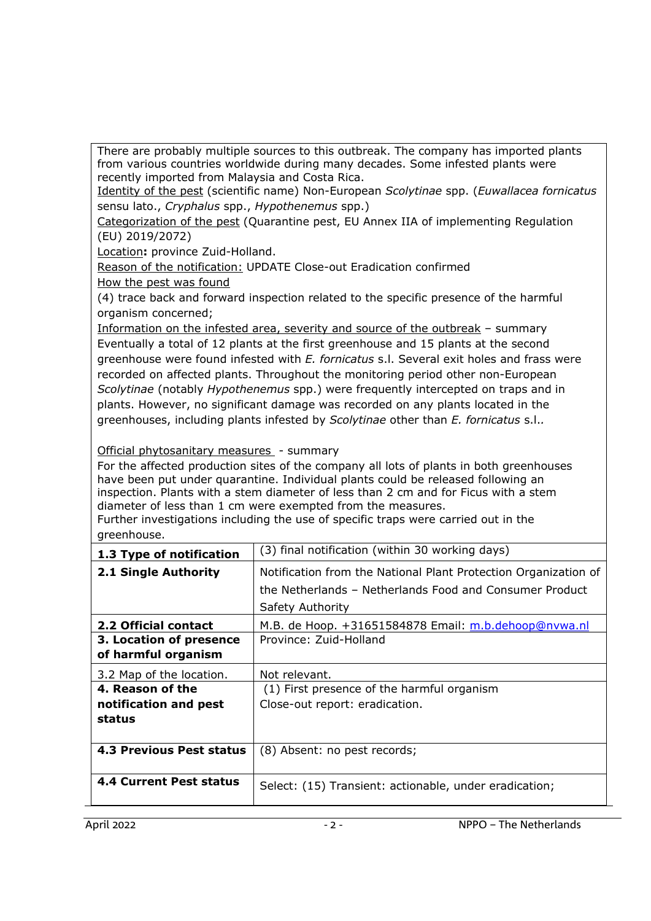There are probably multiple sources to this outbreak. The company has imported plants from various countries worldwide during many decades. Some infested plants were recently imported from Malaysia and Costa Rica.

Identity of the pest (scientific name) Non-European *Scolytinae* spp. (*Euwallacea fornicatus* sensu lato., *Cryphalus* spp., *Hypothenemus* spp.)

Categorization of the pest (Quarantine pest, EU Annex IIA of implementing Regulation (EU) 2019/2072)

Location**:** province Zuid-Holland.

Reason of the notification: UPDATE Close-out Eradication confirmed

How the pest was found

(4) trace back and forward inspection related to the specific presence of the harmful organism concerned;

Information on the infested area, severity and source of the outbreak – summary

Eventually a total of 12 plants at the first greenhouse and 15 plants at the second greenhouse were found infested with *E. fornicatus* s.l. Several exit holes and frass were recorded on affected plants. Throughout the monitoring period other non-European *Scolytinae* (notably *Hypothenemus* spp.) were frequently intercepted on traps and in plants. However, no significant damage was recorded on any plants located in the greenhouses, including plants infested by *Scolytinae* other than *E. fornicatus* s.l..

Official phytosanitary measures - summary

For the affected production sites of the company all lots of plants in both greenhouses have been put under quarantine. Individual plants could be released following an inspection. Plants with a stem diameter of less than 2 cm and for Ficus with a stem diameter of less than 1 cm were exempted from the measures.

Further investigations including the use of specific traps were carried out in the greenhouse.

| | |
|---|---|
| **1.3 Type of notification** | (3) final notification (within 30 working days) |
| **2.1 Single Authority** | Notification from the National Plant Protection Organization of the Netherlands – Netherlands Food and Consumer Product Safety Authority |
| **2.2 Official contact** | M.B. de Hoop. +31651584878 Email: m.b.dehoop@nvwa.nl |
| **3. Location of presence of harmful organism** | Province: Zuid-Holland |
| 3.2 Map of the location. | Not relevant. |
| **4. Reason of the notification and pest status** | (1) First presence of the harmful organism<br>Close-out report: eradication. |
| **4.3 Previous Pest status** | (8) Absent: no pest records; |
| **4.4 Current Pest status** | Select: (15) Transient: actionable, under eradication; |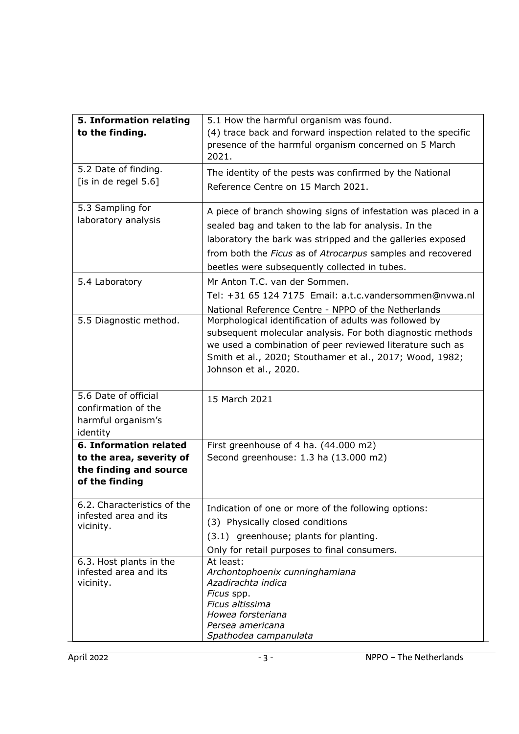| **5. Information relating to the finding.** | 5.1 How the harmful organism was found.<br>(4) trace back and forward inspection related to the specific presence of the harmful organism concerned on 5 March 2021. |
|---|---|
| 5.2 Date of finding.<br>[is in de regel 5.6] | The identity of the pests was confirmed by the National Reference Centre on 15 March 2021. |
| 5.3 Sampling for laboratory analysis | A piece of branch showing signs of infestation was placed in a sealed bag and taken to the lab for analysis. In the laboratory the bark was stripped and the galleries exposed from both the *Ficus* as of *Atrocarpus* samples and recovered beetles were subsequently collected in tubes. |
| 5.4 Laboratory | Mr Anton T.C. van der Sommen.<br>Tel: +31 65 124 7175 Email: a.t.c.vandersommen@nvwa.nl<br>National Reference Centre - NPPO of the Netherlands |
| 5.5 Diagnostic method. | Morphological identification of adults was followed by subsequent molecular analysis. For both diagnostic methods we used a combination of peer reviewed literature such as Smith et al., 2020; Stouthamer et al., 2017; Wood, 1982; Johnson et al., 2020. |
| 5.6 Date of official confirmation of the harmful organism's identity | 15 March 2021 |
| **6. Information related to the area, severity of the finding and source of the finding** | First greenhouse of 4 ha. (44.000 m2)<br>Second greenhouse: 1.3 ha (13.000 m2) |
| 6.2. Characteristics of the infested area and its vicinity. | Indication of one or more of the following options:<br>(3) Physically closed conditions<br>(3.1) greenhouse; plants for planting.<br>Only for retail purposes to final consumers. |
| 6.3. Host plants in the infested area and its vicinity. | At least:<br>*Archontophoenix cunninghamiana*<br>*Azadirachta indica*<br>*Ficus* spp.<br>*Ficus altissima*<br>*Howea forsteriana*<br>*Persea americana*<br>*Spathodea campanulata* |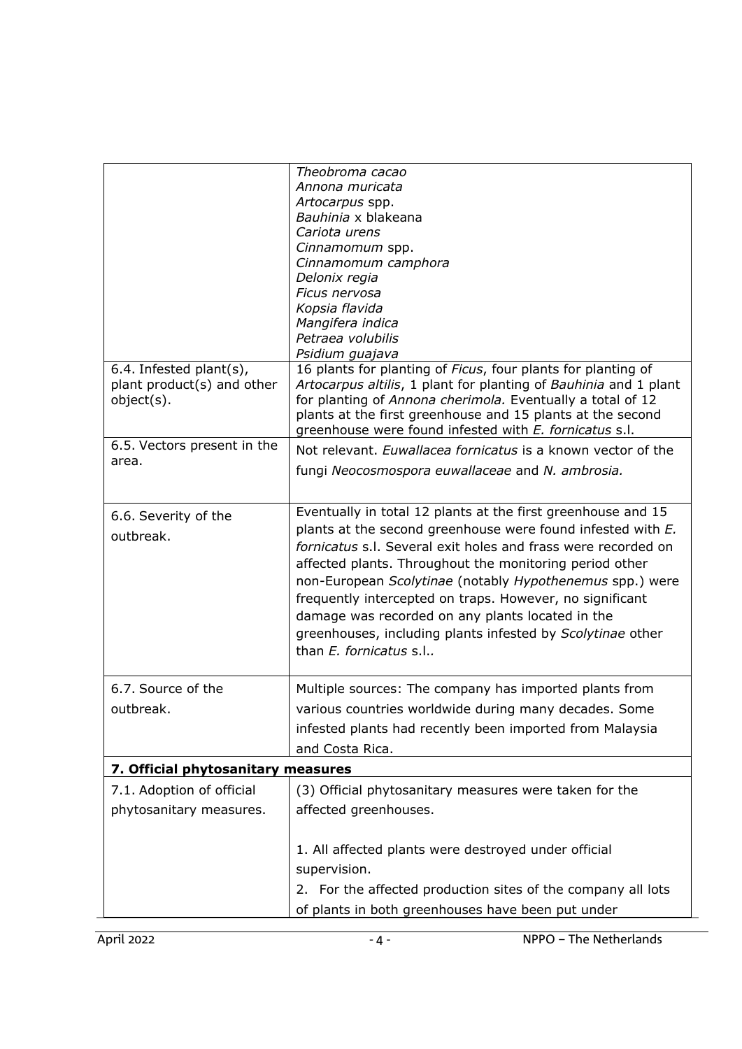| | |
|---|---|
| | *Theobroma cacao*<br>*Annona muricata*<br>*Artocarpus* spp.<br>*Bauhinia* x blakeana<br>*Cariota urens*<br>*Cinnamomum* spp.<br>*Cinnamomum camphora*<br>*Delonix regia*<br>*Ficus nervosa*<br>*Kopsia flavida*<br>*Mangifera indica*<br>*Petraea volubilis*<br>*Psidium guajava* |
| 6.4. Infested plant(s), plant product(s) and other object(s). | 16 plants for planting of *Ficus*, four plants for planting of *Artocarpus altilis*, 1 plant for planting of *Bauhinia* and 1 plant for planting of *Annona cherimola.* Eventually a total of 12 plants at the first greenhouse and 15 plants at the second greenhouse were found infested with *E. fornicatus* s.l. |
| 6.5. Vectors present in the area. | Not relevant. *Euwallacea fornicatus* is a known vector of the fungi *Neocosmospora euwallaceae* and *N. ambrosia.* |
| 6.6. Severity of the outbreak. | Eventually in total 12 plants at the first greenhouse and 15 plants at the second greenhouse were found infested with *E. fornicatus* s.l. Several exit holes and frass were recorded on affected plants. Throughout the monitoring period other non-European *Scolytinae* (notably *Hypothenemus* spp.) were frequently intercepted on traps. However, no significant damage was recorded on any plants located in the greenhouses, including plants infested by *Scolytinae* other than *E. fornicatus* s.l.. |
| 6.7. Source of the outbreak. | Multiple sources: The company has imported plants from various countries worldwide during many decades. Some infested plants had recently been imported from Malaysia and Costa Rica. |
| **7. Official phytosanitary measures** | |
| 7.1. Adoption of official phytosanitary measures. | (3) Official phytosanitary measures were taken for the affected greenhouses.<br><br>1. All affected plants were destroyed under official supervision.<br>2. For the affected production sites of the company all lots of plants in both greenhouses have been put under |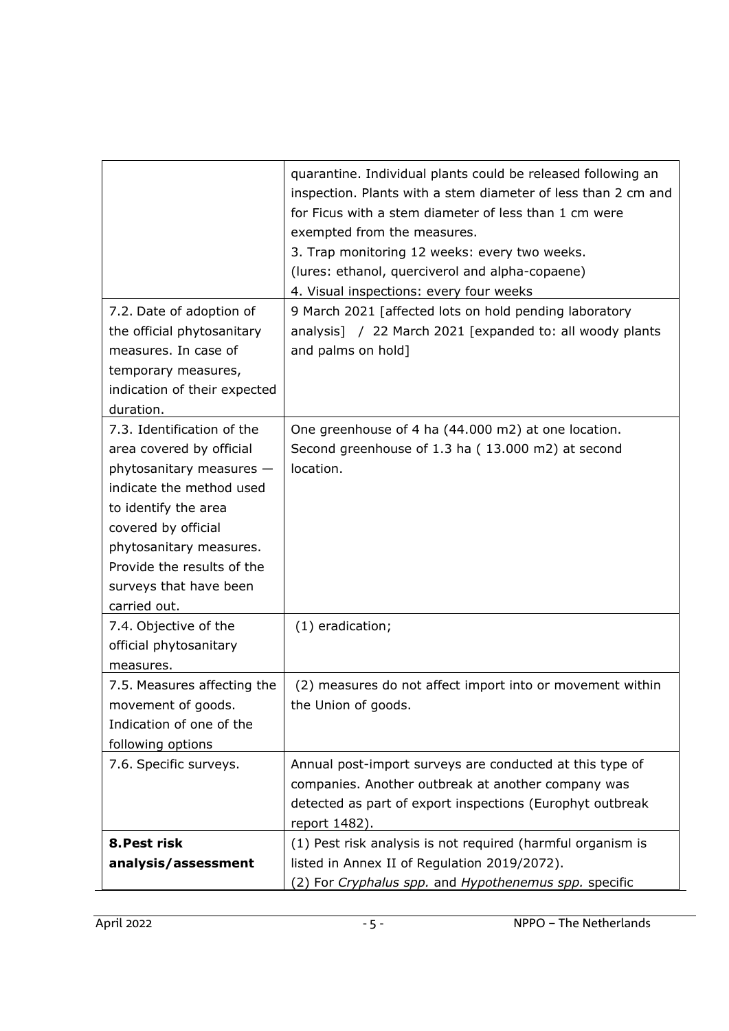| | |
|---|---|
| | quarantine. Individual plants could be released following an inspection. Plants with a stem diameter of less than 2 cm and for Ficus with a stem diameter of less than 1 cm were exempted from the measures.<br>3. Trap monitoring 12 weeks: every two weeks.<br>(lures: ethanol, querciverol and alpha-copaene)<br>4. Visual inspections: every four weeks |
| 7.2. Date of adoption of the official phytosanitary measures. In case of temporary measures, indication of their expected duration. | 9 March 2021 [affected lots on hold pending laboratory analysis] / 22 March 2021 [expanded to: all woody plants and palms on hold] |
| 7.3. Identification of the area covered by official phytosanitary measures — indicate the method used to identify the area covered by official phytosanitary measures. Provide the results of the surveys that have been carried out. | One greenhouse of 4 ha (44.000 m2) at one location.<br>Second greenhouse of 1.3 ha ( 13.000 m2) at second location. |
| 7.4. Objective of the official phytosanitary measures. | (1) eradication; |
| 7.5. Measures affecting the movement of goods. Indication of one of the following options | (2) measures do not affect import into or movement within the Union of goods. |
| 7.6. Specific surveys. | Annual post-import surveys are conducted at this type of companies. Another outbreak at another company was detected as part of export inspections (Europhyt outbreak report 1482). |
| **8. Pest risk analysis/assessment** | (1) Pest risk analysis is not required (harmful organism is listed in Annex II of Regulation 2019/2072).<br>(2) For *Cryphalus spp.* and *Hypothenemus spp.* specific |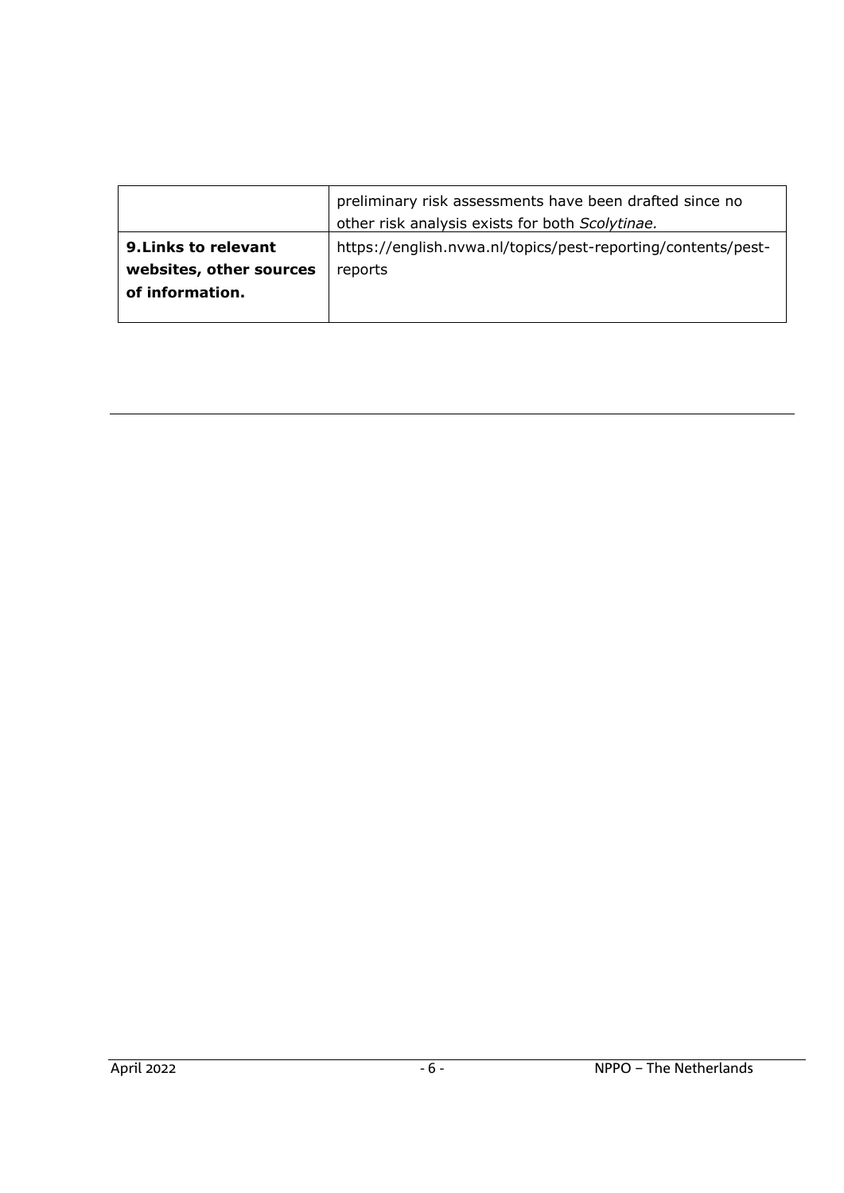| | |
|---|---|
| | preliminary risk assessments have been drafted since no other risk analysis exists for both *Scolytinae.* |
| **9. Links to relevant websites, other sources of information.** | https://english.nvwa.nl/topics/pest-reporting/contents/pest-reports |